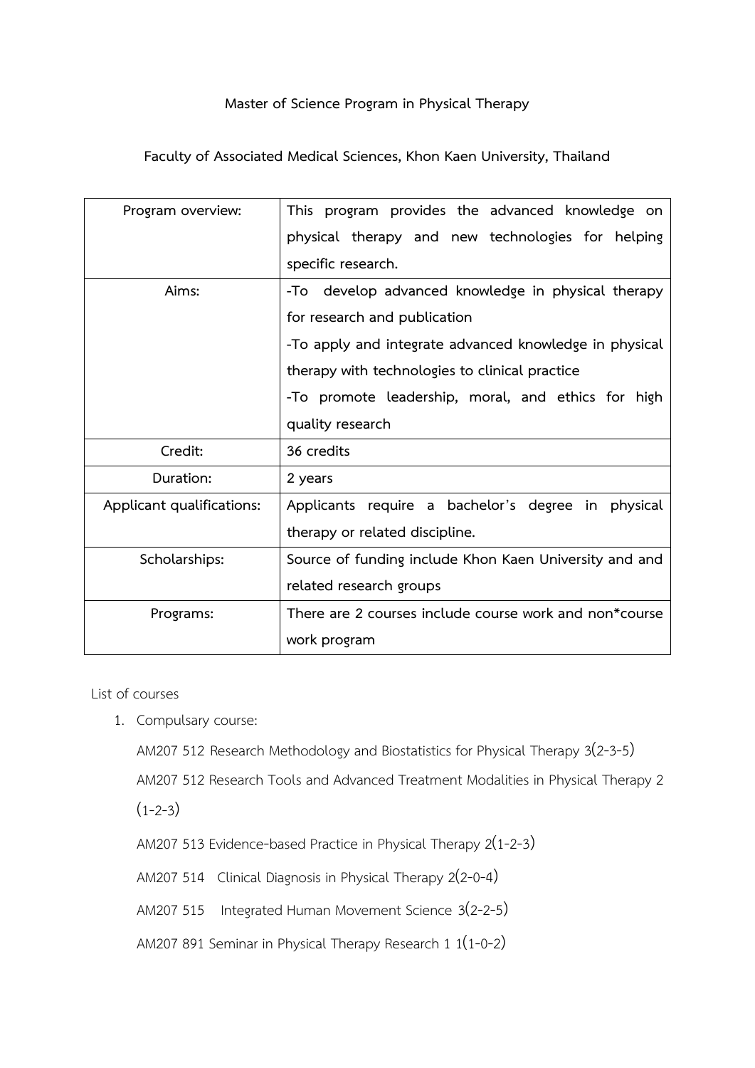**Master of Science Program in Physical Therapy**

**Faculty of Associated Medical Sciences, Khon Kaen University, Thailand**

| Program overview: | This program provides the advanced knowledge on physical therapy and new technologies for helping specific research. |
|---|---|
| Aims: | -To develop advanced knowledge in physical therapy for research and publication<br>-To apply and integrate advanced knowledge in physical therapy with technologies to clinical practice<br>-To promote leadership, moral, and ethics for high quality research |
| Credit: | 36 credits |
| Duration: | 2 years |
| Applicant qualifications: | Applicants require a bachelor's degree in physical therapy or related discipline. |
| Scholarships: | Source of funding include Khon Kaen University and and related research groups |
| Programs: | There are 2 courses include course work and non*course work program |

List of courses

1. Compulsary course:

   AM207 512 Research Methodology and Biostatistics for Physical Therapy 3(2-3-5)

   AM207 512 Research Tools and Advanced Treatment Modalities in Physical Therapy 2 (1-2-3)

   AM207 513 Evidence-based Practice in Physical Therapy 2(1-2-3)

   AM207 514 Clinical Diagnosis in Physical Therapy 2(2-0-4)

   AM207 515 Integrated Human Movement Science 3(2-2-5)

   AM207 891 Seminar in Physical Therapy Research 1 1(1-0-2)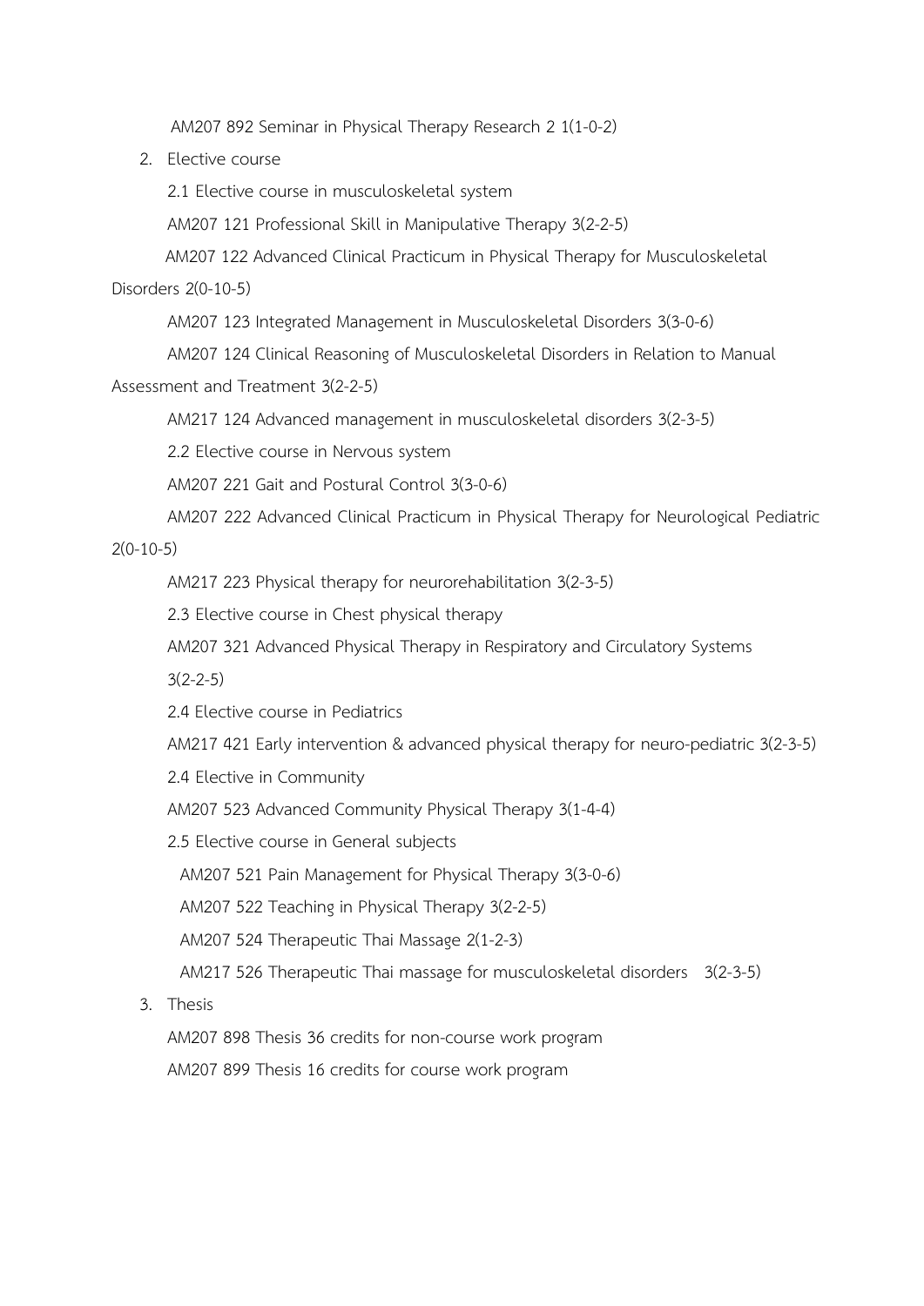AM207 892 Seminar in Physical Therapy Research 2 1(1-0-2)

2. Elective course

   2.1 Elective course in musculoskeletal system

   AM207 121 Professional Skill in Manipulative Therapy 3(2-2-5)

   AM207 122 Advanced Clinical Practicum in Physical Therapy for Musculoskeletal Disorders 2(0-10-5)

   AM207 123 Integrated Management in Musculoskeletal Disorders 3(3-0-6)

   AM207 124 Clinical Reasoning of Musculoskeletal Disorders in Relation to Manual Assessment and Treatment 3(2-2-5)

   AM217 124 Advanced management in musculoskeletal disorders 3(2-3-5)

   2.2 Elective course in Nervous system

   AM207 221 Gait and Postural Control 3(3-0-6)

   AM207 222 Advanced Clinical Practicum in Physical Therapy for Neurological Pediatric 2(0-10-5)

   AM217 223 Physical therapy for neurorehabilitation 3(2-3-5)

   2.3 Elective course in Chest physical therapy

   AM207 321 Advanced Physical Therapy in Respiratory and Circulatory Systems 3(2-2-5)

   2.4 Elective course in Pediatrics

   AM217 421 Early intervention & advanced physical therapy for neuro-pediatric 3(2-3-5)

   2.4 Elective in Community

   AM207 523 Advanced Community Physical Therapy 3(1-4-4)

   2.5 Elective course in General subjects

   AM207 521 Pain Management for Physical Therapy 3(3-0-6)

   AM207 522 Teaching in Physical Therapy 3(2-2-5)

   AM207 524 Therapeutic Thai Massage 2(1-2-3)

   AM217 526 Therapeutic Thai massage for musculoskeletal disorders 3(2-3-5)

3. Thesis

   AM207 898 Thesis 36 credits for non-course work program

   AM207 899 Thesis 16 credits for course work program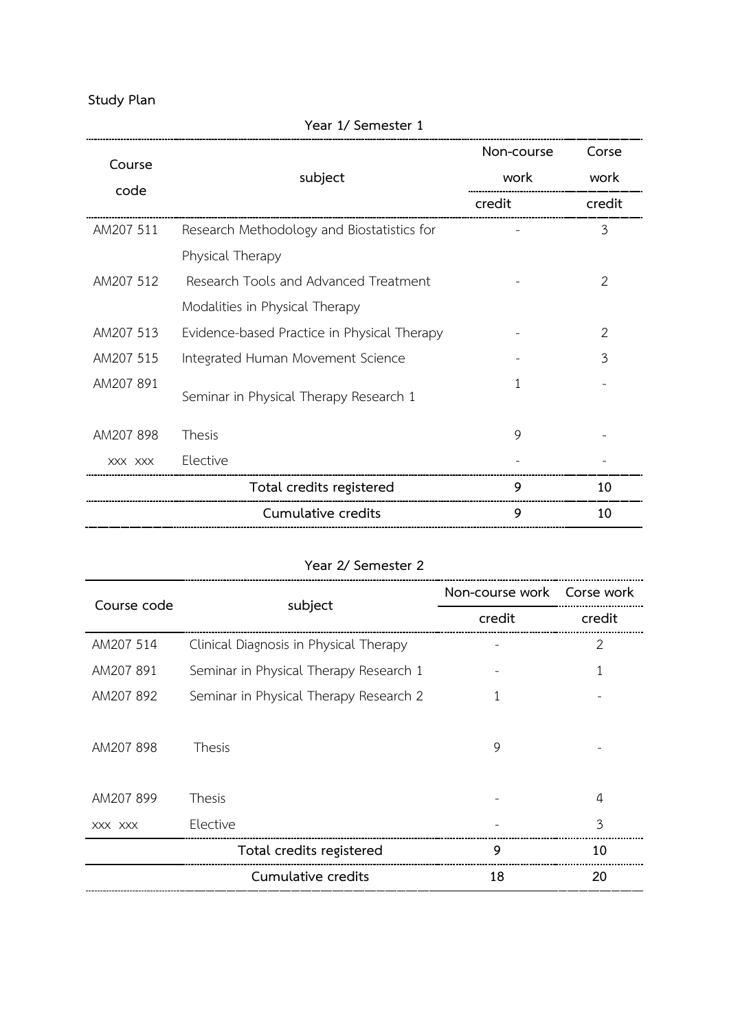**Study Plan**

**Year 1/ Semester 1**

| Course code | subject | Non-course work | Corse work |
|---|---|---|---|
| | | credit | credit |
| AM207 511 | Research Methodology and Biostatistics for Physical Therapy | - | 3 |
| AM207 512 | Research Tools and Advanced Treatment Modalities in Physical Therapy | - | 2 |
| AM207 513 | Evidence-based Practice in Physical Therapy | - | 2 |
| AM207 515 | Integrated Human Movement Science | - | 3 |
| AM207 891 | Seminar in Physical Therapy Research 1 | 1 | - |
| AM207 898 | Thesis | 9 | - |
| XXX XXX | Elective | - | - |
| | **Total credits registered** | **9** | **10** |
| | **Cumulative credits** | **9** | **10** |

**Year 2/ Semester 2**

| Course code | subject | Non-course work | Corse work |
|---|---|---|---|
| | | credit | credit |
| AM207 514 | Clinical Diagnosis in Physical Therapy | - | 2 |
| AM207 891 | Seminar in Physical Therapy Research 1 | - | 1 |
| AM207 892 | Seminar in Physical Therapy Research 2 | 1 | - |
| AM207 898 | Thesis | 9 | - |
| AM207 899 | Thesis | - | 4 |
| XXX XXX | Elective | - | 3 |
| | **Total credits registered** | **9** | **10** |
| | **Cumulative credits** | **18** | **20** |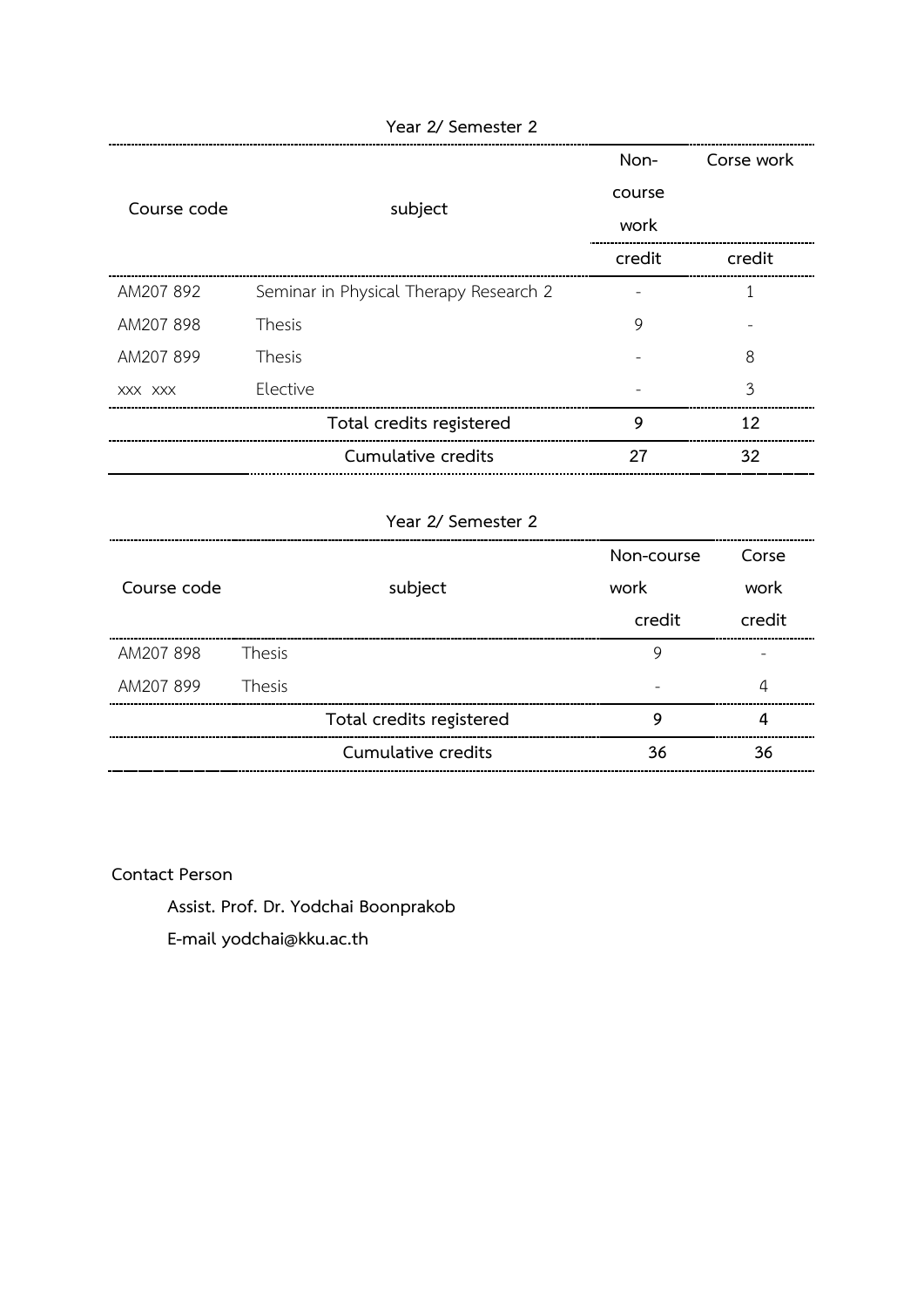Year 2/ Semester 2

| Course code | subject | Non-course work credit | Corse work credit |
|---|---|---|---|
| AM207 892 | Seminar in Physical Therapy Research 2 | - | 1 |
| AM207 898 | Thesis | 9 | - |
| AM207 899 | Thesis | - | 8 |
| XXX XXX | Elective | - | 3 |
| | **Total credits registered** | **9** | **12** |
| | **Cumulative credits** | **27** | **32** |

Year 2/ Semester 2

| Course code | subject | Non-course work credit | Corse work credit |
|---|---|---|---|
| AM207 898 | Thesis | 9 | - |
| AM207 899 | Thesis | - | 4 |
| | **Total credits registered** | **9** | **4** |
| | **Cumulative credits** | **36** | **36** |

**Contact Person**

**Assist. Prof. Dr. Yodchai Boonprakob**

**E-mail yodchai@kku.ac.th**